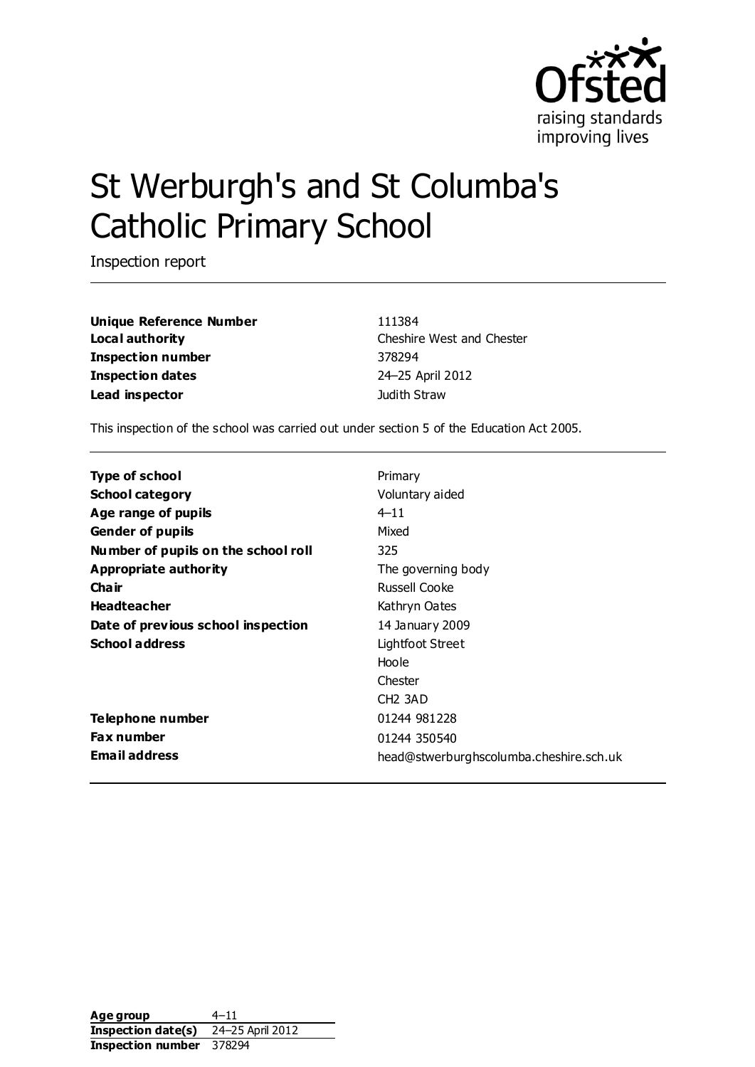# St Werburgh's and St Columba's Catholic Primary School

Inspection report

| | |
|---|---|
| **Unique Reference Number** | 111384 |
| **Local authority** | Cheshire West and Chester |
| **Inspection number** | 378294 |
| **Inspection dates** | 24–25 April 2012 |
| **Lead inspector** | Judith Straw |

This inspection of the school was carried out under section 5 of the Education Act 2005.

| | |
|---|---|
| **Type of school** | Primary |
| **School category** | Voluntary aided |
| **Age range of pupils** | 4–11 |
| **Gender of pupils** | Mixed |
| **Number of pupils on the school roll** | 325 |
| **Appropriate authority** | The governing body |
| **Chair** | Russell Cooke |
| **Headteacher** | Kathryn Oates |
| **Date of previous school inspection** | 14 January 2009 |
| **School address** | Lightfoot Street<br>Hoole<br>Chester<br>CH2 3AD |
| **Telephone number** | 01244 981228 |
| **Fax number** | 01244 350540 |
| **Email address** | head@stwerburghscolumba.cheshire.sch.uk |

| | |
|---|---|
| **Age group** | 4–11 |
| **Inspection date(s)** | 24–25 April 2012 |
| **Inspection number** | 378294 |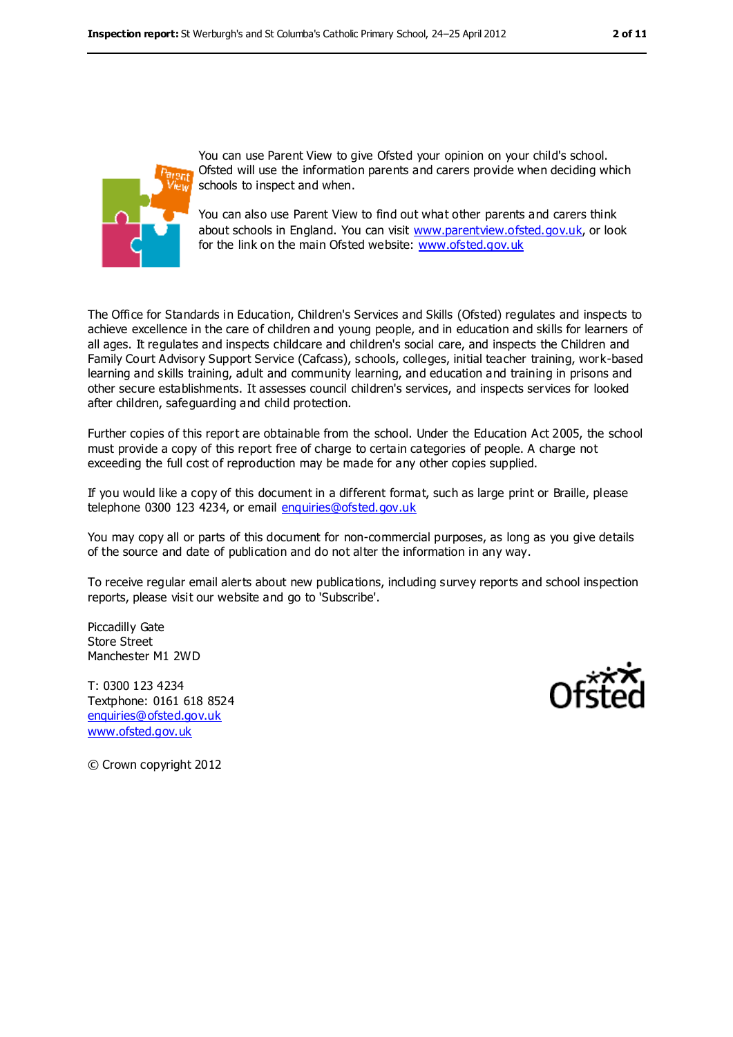You can use Parent View to give Ofsted your opinion on your child's school. Ofsted will use the information parents and carers provide when deciding which schools to inspect and when.

You can also use Parent View to find out what other parents and carers think about schools in England. You can visit www.parentview.ofsted.gov.uk, or look for the link on the main Ofsted website: www.ofsted.gov.uk

The Office for Standards in Education, Children's Services and Skills (Ofsted) regulates and inspects to achieve excellence in the care of children and young people, and in education and skills for learners of all ages. It regulates and inspects childcare and children's social care, and inspects the Children and Family Court Advisory Support Service (Cafcass), schools, colleges, initial teacher training, work-based learning and skills training, adult and community learning, and education and training in prisons and other secure establishments. It assesses council children's services, and inspects services for looked after children, safeguarding and child protection.

Further copies of this report are obtainable from the school. Under the Education Act 2005, the school must provide a copy of this report free of charge to certain categories of people. A charge not exceeding the full cost of reproduction may be made for any other copies supplied.

If you would like a copy of this document in a different format, such as large print or Braille, please telephone 0300 123 4234, or email enquiries@ofsted.gov.uk

You may copy all or parts of this document for non-commercial purposes, as long as you give details of the source and date of publication and do not alter the information in any way.

To receive regular email alerts about new publications, including survey reports and school inspection reports, please visit our website and go to 'Subscribe'.

Piccadilly Gate  
Store Street  
Manchester M1 2WD

T: 0300 123 4234  
Textphone: 0161 618 8524  
enquiries@ofsted.gov.uk  
www.ofsted.gov.uk

© Crown copyright 2012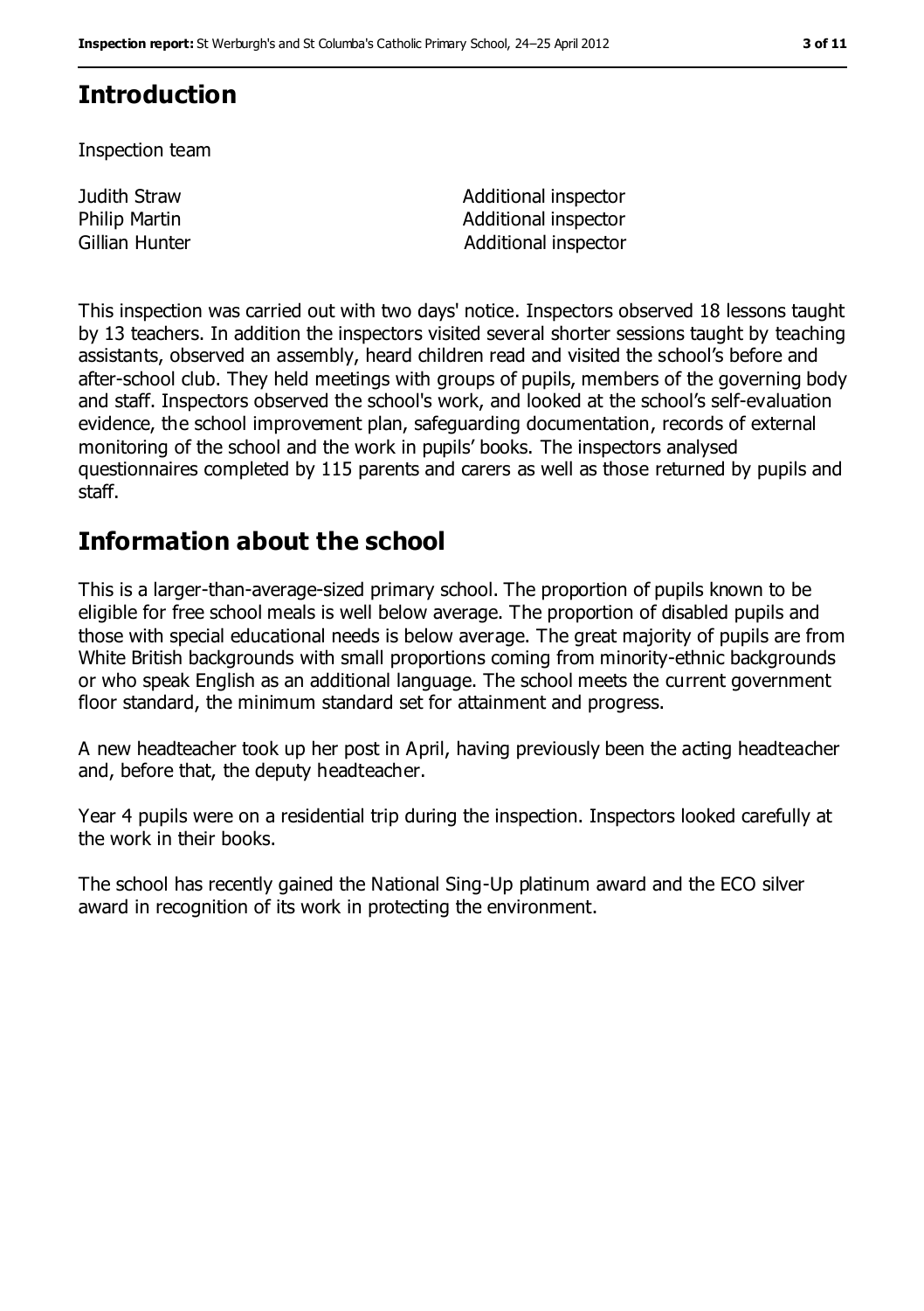## Introduction

Inspection team

| | |
|---|---|
| Judith Straw | Additional inspector |
| Philip Martin | Additional inspector |
| Gillian Hunter | Additional inspector |

This inspection was carried out with two days' notice. Inspectors observed 18 lessons taught by 13 teachers. In addition the inspectors visited several shorter sessions taught by teaching assistants, observed an assembly, heard children read and visited the school's before and after-school club. They held meetings with groups of pupils, members of the governing body and staff. Inspectors observed the school's work, and looked at the school's self-evaluation evidence, the school improvement plan, safeguarding documentation, records of external monitoring of the school and the work in pupils' books. The inspectors analysed questionnaires completed by 115 parents and carers as well as those returned by pupils and staff.

## Information about the school

This is a larger-than-average-sized primary school. The proportion of pupils known to be eligible for free school meals is well below average. The proportion of disabled pupils and those with special educational needs is below average. The great majority of pupils are from White British backgrounds with small proportions coming from minority-ethnic backgrounds or who speak English as an additional language. The school meets the current government floor standard, the minimum standard set for attainment and progress.

A new headteacher took up her post in April, having previously been the acting headteacher and, before that, the deputy headteacher.

Year 4 pupils were on a residential trip during the inspection. Inspectors looked carefully at the work in their books.

The school has recently gained the National Sing-Up platinum award and the ECO silver award in recognition of its work in protecting the environment.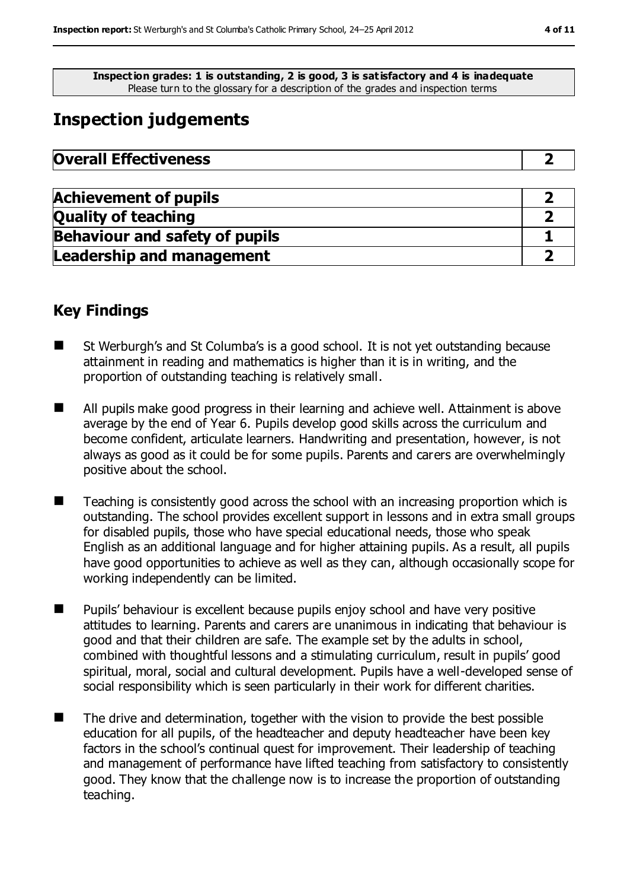**Inspection grades: 1 is outstanding, 2 is good, 3 is satisfactory and 4 is inadequate**
Please turn to the glossary for a description of the grades and inspection terms

# Inspection judgements

| Overall Effectiveness | 2 |
|---|---|

| Achievement of pupils | 2 |
|---|---|
| Quality of teaching | 2 |
| Behaviour and safety of pupils | 1 |
| Leadership and management | 2 |

## Key Findings

- St Werburgh's and St Columba's is a good school. It is not yet outstanding because attainment in reading and mathematics is higher than it is in writing, and the proportion of outstanding teaching is relatively small.
- All pupils make good progress in their learning and achieve well. Attainment is above average by the end of Year 6. Pupils develop good skills across the curriculum and become confident, articulate learners. Handwriting and presentation, however, is not always as good as it could be for some pupils. Parents and carers are overwhelmingly positive about the school.
- Teaching is consistently good across the school with an increasing proportion which is outstanding. The school provides excellent support in lessons and in extra small groups for disabled pupils, those who have special educational needs, those who speak English as an additional language and for higher attaining pupils. As a result, all pupils have good opportunities to achieve as well as they can, although occasionally scope for working independently can be limited.
- Pupils' behaviour is excellent because pupils enjoy school and have very positive attitudes to learning. Parents and carers are unanimous in indicating that behaviour is good and that their children are safe. The example set by the adults in school, combined with thoughtful lessons and a stimulating curriculum, result in pupils' good spiritual, moral, social and cultural development. Pupils have a well-developed sense of social responsibility which is seen particularly in their work for different charities.
- The drive and determination, together with the vision to provide the best possible education for all pupils, of the headteacher and deputy headteacher have been key factors in the school's continual quest for improvement. Their leadership of teaching and management of performance have lifted teaching from satisfactory to consistently good. They know that the challenge now is to increase the proportion of outstanding teaching.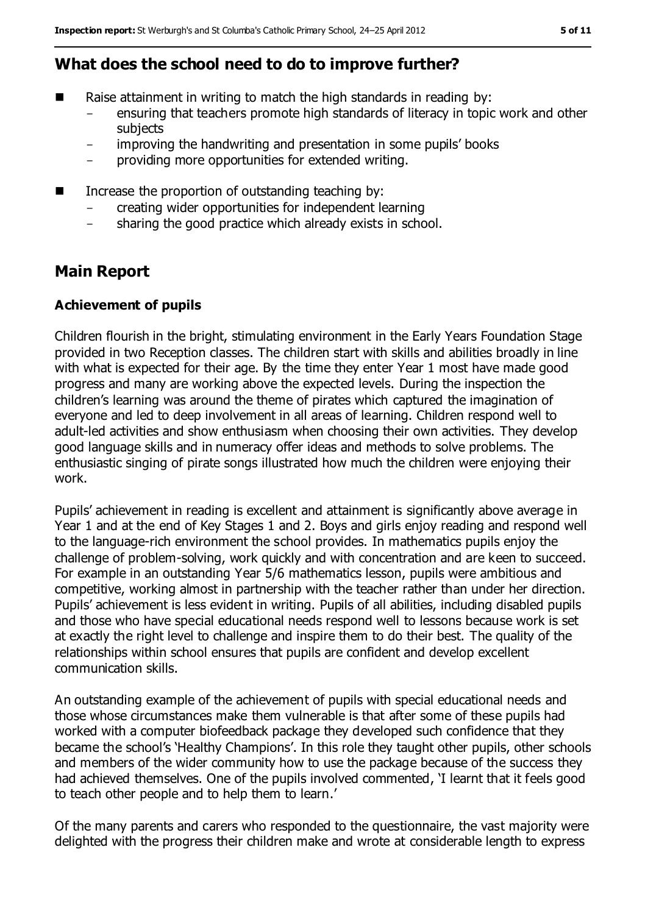## What does the school need to do to improve further?

- Raise attainment in writing to match the high standards in reading by:
  - ensuring that teachers promote high standards of literacy in topic work and other subjects
  - improving the handwriting and presentation in some pupils' books
  - providing more opportunities for extended writing.
- Increase the proportion of outstanding teaching by:
  - creating wider opportunities for independent learning
  - sharing the good practice which already exists in school.

## Main Report

### Achievement of pupils

Children flourish in the bright, stimulating environment in the Early Years Foundation Stage provided in two Reception classes. The children start with skills and abilities broadly in line with what is expected for their age. By the time they enter Year 1 most have made good progress and many are working above the expected levels. During the inspection the children's learning was around the theme of pirates which captured the imagination of everyone and led to deep involvement in all areas of learning. Children respond well to adult-led activities and show enthusiasm when choosing their own activities. They develop good language skills and in numeracy offer ideas and methods to solve problems. The enthusiastic singing of pirate songs illustrated how much the children were enjoying their work.

Pupils' achievement in reading is excellent and attainment is significantly above average in Year 1 and at the end of Key Stages 1 and 2. Boys and girls enjoy reading and respond well to the language-rich environment the school provides. In mathematics pupils enjoy the challenge of problem-solving, work quickly and with concentration and are keen to succeed. For example in an outstanding Year 5/6 mathematics lesson, pupils were ambitious and competitive, working almost in partnership with the teacher rather than under her direction. Pupils' achievement is less evident in writing. Pupils of all abilities, including disabled pupils and those who have special educational needs respond well to lessons because work is set at exactly the right level to challenge and inspire them to do their best. The quality of the relationships within school ensures that pupils are confident and develop excellent communication skills.

An outstanding example of the achievement of pupils with special educational needs and those whose circumstances make them vulnerable is that after some of these pupils had worked with a computer biofeedback package they developed such confidence that they became the school's 'Healthy Champions'. In this role they taught other pupils, other schools and members of the wider community how to use the package because of the success they had achieved themselves. One of the pupils involved commented, 'I learnt that it feels good to teach other people and to help them to learn.'

Of the many parents and carers who responded to the questionnaire, the vast majority were delighted with the progress their children make and wrote at considerable length to express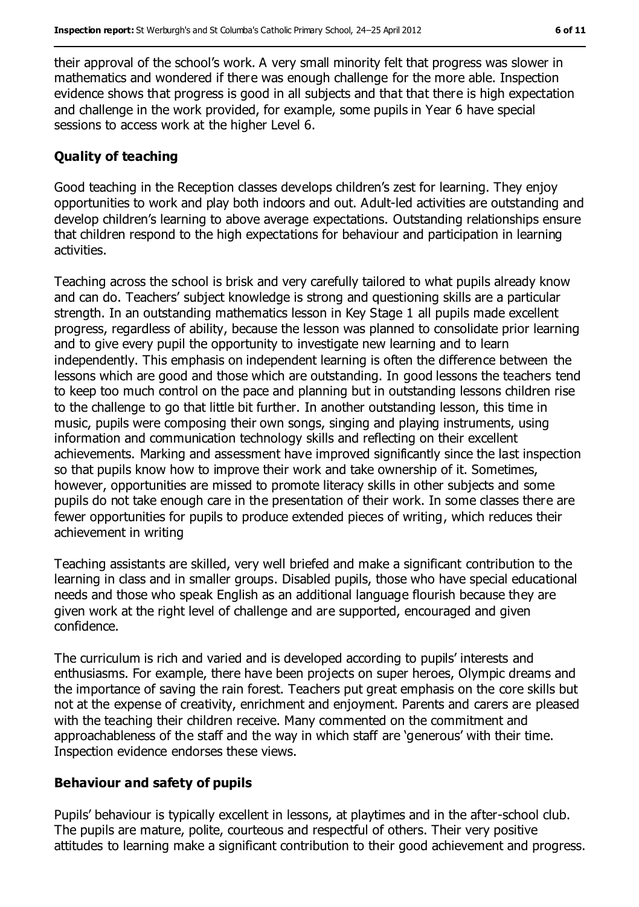their approval of the school's work. A very small minority felt that progress was slower in mathematics and wondered if there was enough challenge for the more able. Inspection evidence shows that progress is good in all subjects and that that there is high expectation and challenge in the work provided, for example, some pupils in Year 6 have special sessions to access work at the higher Level 6.

## Quality of teaching

Good teaching in the Reception classes develops children's zest for learning. They enjoy opportunities to work and play both indoors and out. Adult-led activities are outstanding and develop children's learning to above average expectations. Outstanding relationships ensure that children respond to the high expectations for behaviour and participation in learning activities.

Teaching across the school is brisk and very carefully tailored to what pupils already know and can do. Teachers' subject knowledge is strong and questioning skills are a particular strength. In an outstanding mathematics lesson in Key Stage 1 all pupils made excellent progress, regardless of ability, because the lesson was planned to consolidate prior learning and to give every pupil the opportunity to investigate new learning and to learn independently. This emphasis on independent learning is often the difference between the lessons which are good and those which are outstanding. In good lessons the teachers tend to keep too much control on the pace and planning but in outstanding lessons children rise to the challenge to go that little bit further. In another outstanding lesson, this time in music, pupils were composing their own songs, singing and playing instruments, using information and communication technology skills and reflecting on their excellent achievements. Marking and assessment have improved significantly since the last inspection so that pupils know how to improve their work and take ownership of it. Sometimes, however, opportunities are missed to promote literacy skills in other subjects and some pupils do not take enough care in the presentation of their work. In some classes there are fewer opportunities for pupils to produce extended pieces of writing, which reduces their achievement in writing

Teaching assistants are skilled, very well briefed and make a significant contribution to the learning in class and in smaller groups. Disabled pupils, those who have special educational needs and those who speak English as an additional language flourish because they are given work at the right level of challenge and are supported, encouraged and given confidence.

The curriculum is rich and varied and is developed according to pupils' interests and enthusiasms. For example, there have been projects on super heroes, Olympic dreams and the importance of saving the rain forest. Teachers put great emphasis on the core skills but not at the expense of creativity, enrichment and enjoyment. Parents and carers are pleased with the teaching their children receive. Many commented on the commitment and approachableness of the staff and the way in which staff are 'generous' with their time. Inspection evidence endorses these views.

## Behaviour and safety of pupils

Pupils' behaviour is typically excellent in lessons, at playtimes and in the after-school club. The pupils are mature, polite, courteous and respectful of others. Their very positive attitudes to learning make a significant contribution to their good achievement and progress.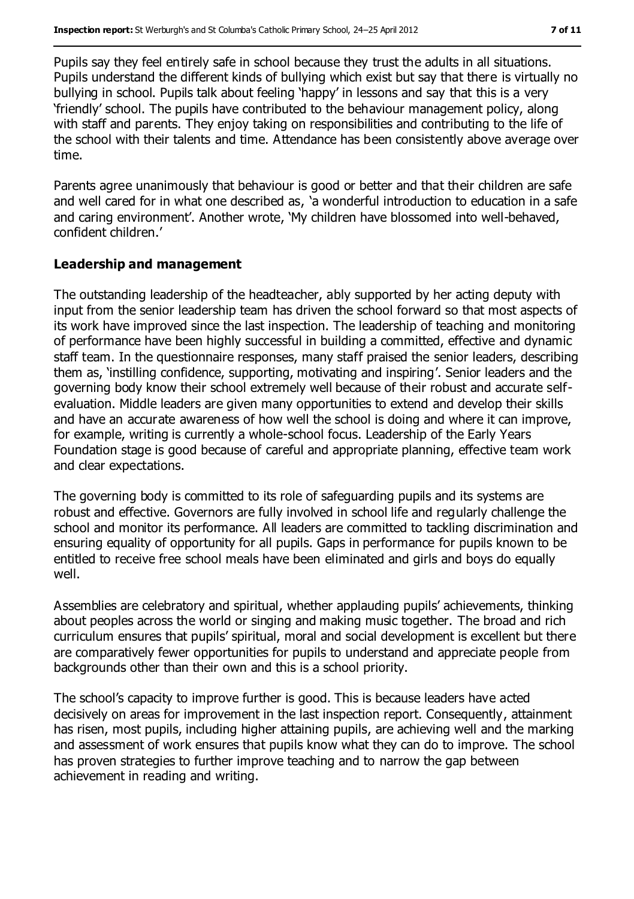Pupils say they feel entirely safe in school because they trust the adults in all situations. Pupils understand the different kinds of bullying which exist but say that there is virtually no bullying in school. Pupils talk about feeling 'happy' in lessons and say that this is a very 'friendly' school. The pupils have contributed to the behaviour management policy, along with staff and parents. They enjoy taking on responsibilities and contributing to the life of the school with their talents and time. Attendance has been consistently above average over time.

Parents agree unanimously that behaviour is good or better and that their children are safe and well cared for in what one described as, 'a wonderful introduction to education in a safe and caring environment'. Another wrote, 'My children have blossomed into well-behaved, confident children.'

### Leadership and management

The outstanding leadership of the headteacher, ably supported by her acting deputy with input from the senior leadership team has driven the school forward so that most aspects of its work have improved since the last inspection. The leadership of teaching and monitoring of performance have been highly successful in building a committed, effective and dynamic staff team. In the questionnaire responses, many staff praised the senior leaders, describing them as, 'instilling confidence, supporting, motivating and inspiring'. Senior leaders and the governing body know their school extremely well because of their robust and accurate self-evaluation. Middle leaders are given many opportunities to extend and develop their skills and have an accurate awareness of how well the school is doing and where it can improve, for example, writing is currently a whole-school focus. Leadership of the Early Years Foundation stage is good because of careful and appropriate planning, effective team work and clear expectations.

The governing body is committed to its role of safeguarding pupils and its systems are robust and effective. Governors are fully involved in school life and regularly challenge the school and monitor its performance. All leaders are committed to tackling discrimination and ensuring equality of opportunity for all pupils. Gaps in performance for pupils known to be entitled to receive free school meals have been eliminated and girls and boys do equally well.

Assemblies are celebratory and spiritual, whether applauding pupils' achievements, thinking about peoples across the world or singing and making music together. The broad and rich curriculum ensures that pupils' spiritual, moral and social development is excellent but there are comparatively fewer opportunities for pupils to understand and appreciate people from backgrounds other than their own and this is a school priority.

The school's capacity to improve further is good. This is because leaders have acted decisively on areas for improvement in the last inspection report. Consequently, attainment has risen, most pupils, including higher attaining pupils, are achieving well and the marking and assessment of work ensures that pupils know what they can do to improve. The school has proven strategies to further improve teaching and to narrow the gap between achievement in reading and writing.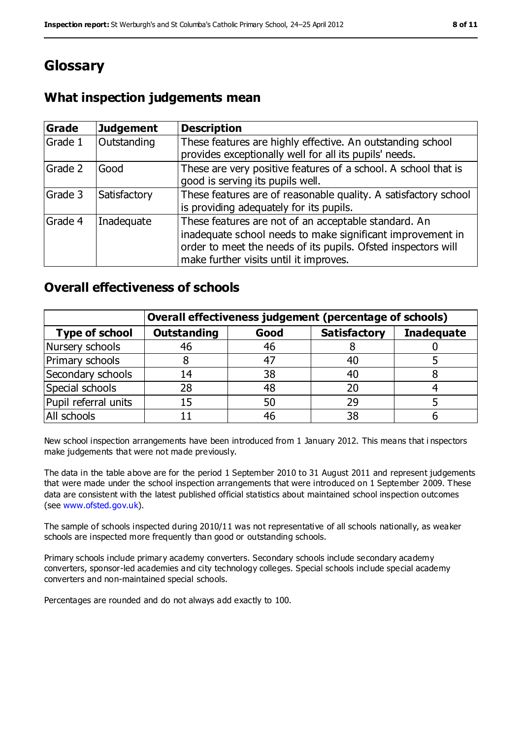# Glossary

## What inspection judgements mean

| Grade | Judgement | Description |
|---|---|---|
| Grade 1 | Outstanding | These features are highly effective. An outstanding school provides exceptionally well for all its pupils' needs. |
| Grade 2 | Good | These are very positive features of a school. A school that is good is serving its pupils well. |
| Grade 3 | Satisfactory | These features are of reasonable quality. A satisfactory school is providing adequately for its pupils. |
| Grade 4 | Inadequate | These features are not of an acceptable standard. An inadequate school needs to make significant improvement in order to meet the needs of its pupils. Ofsted inspectors will make further visits until it improves. |

## Overall effectiveness of schools

| | Overall effectiveness judgement (percentage of schools) | | | |
|---|---|---|---|---|
| **Type of school** | **Outstanding** | **Good** | **Satisfactory** | **Inadequate** |
| Nursery schools | 46 | 46 | 8 | 0 |
| Primary schools | 8 | 47 | 40 | 5 |
| Secondary schools | 14 | 38 | 40 | 8 |
| Special schools | 28 | 48 | 20 | 4 |
| Pupil referral units | 15 | 50 | 29 | 5 |
| All schools | 11 | 46 | 38 | 6 |

New school inspection arrangements have been introduced from 1 January 2012. This means that inspectors make judgements that were not made previously.

The data in the table above are for the period 1 September 2010 to 31 August 2011 and represent judgements that were made under the school inspection arrangements that were introduced on 1 September 2009. These data are consistent with the latest published official statistics about maintained school inspection outcomes (see www.ofsted.gov.uk).

The sample of schools inspected during 2010/11 was not representative of all schools nationally, as weaker schools are inspected more frequently than good or outstanding schools.

Primary schools include primary academy converters. Secondary schools include secondary academy converters, sponsor-led academies and city technology colleges. Special schools include special academy converters and non-maintained special schools.

Percentages are rounded and do not always add exactly to 100.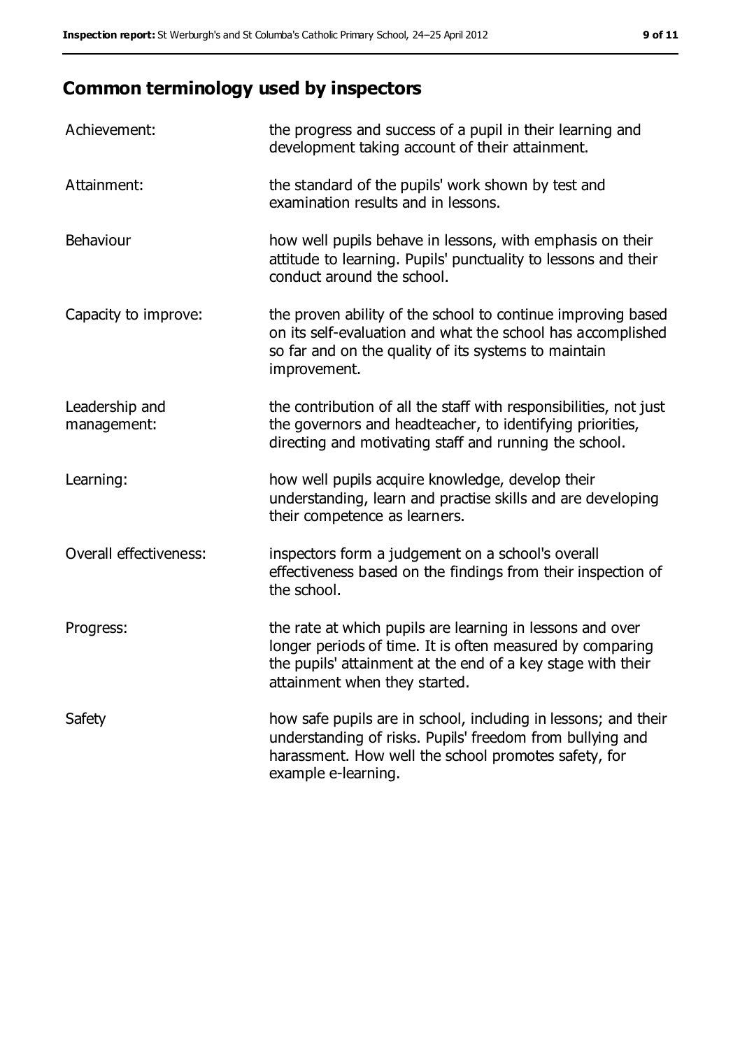## Common terminology used by inspectors

| | |
|---|---|
| Achievement: | the progress and success of a pupil in their learning and development taking account of their attainment. |
| Attainment: | the standard of the pupils' work shown by test and examination results and in lessons. |
| Behaviour | how well pupils behave in lessons, with emphasis on their attitude to learning. Pupils' punctuality to lessons and their conduct around the school. |
| Capacity to improve: | the proven ability of the school to continue improving based on its self-evaluation and what the school has accomplished so far and on the quality of its systems to maintain improvement. |
| Leadership and management: | the contribution of all the staff with responsibilities, not just the governors and headteacher, to identifying priorities, directing and motivating staff and running the school. |
| Learning: | how well pupils acquire knowledge, develop their understanding, learn and practise skills and are developing their competence as learners. |
| Overall effectiveness: | inspectors form a judgement on a school's overall effectiveness based on the findings from their inspection of the school. |
| Progress: | the rate at which pupils are learning in lessons and over longer periods of time. It is often measured by comparing the pupils' attainment at the end of a key stage with their attainment when they started. |
| Safety | how safe pupils are in school, including in lessons; and their understanding of risks. Pupils' freedom from bullying and harassment. How well the school promotes safety, for example e-learning. |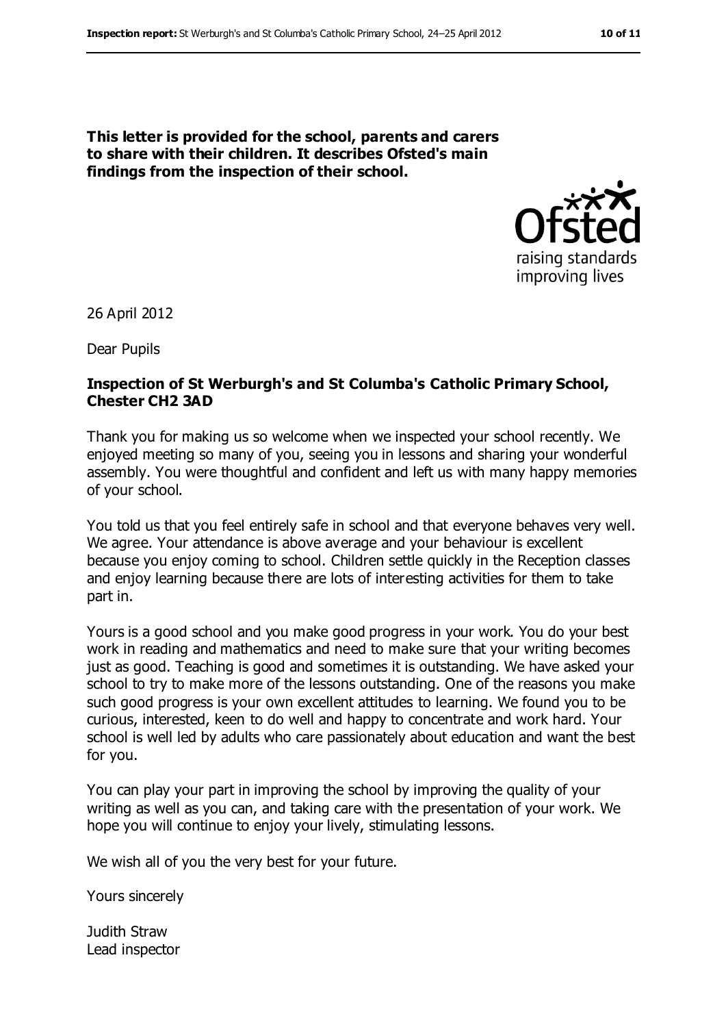**This letter is provided for the school, parents and carers to share with their children. It describes Ofsted's main findings from the inspection of their school.**

26 April 2012

Dear Pupils

**Inspection of St Werburgh's and St Columba's Catholic Primary School, Chester CH2 3AD**

Thank you for making us so welcome when we inspected your school recently. We enjoyed meeting so many of you, seeing you in lessons and sharing your wonderful assembly. You were thoughtful and confident and left us with many happy memories of your school.

You told us that you feel entirely safe in school and that everyone behaves very well. We agree. Your attendance is above average and your behaviour is excellent because you enjoy coming to school. Children settle quickly in the Reception classes and enjoy learning because there are lots of interesting activities for them to take part in.

Yours is a good school and you make good progress in your work. You do your best work in reading and mathematics and need to make sure that your writing becomes just as good. Teaching is good and sometimes it is outstanding. We have asked your school to try to make more of the lessons outstanding. One of the reasons you make such good progress is your own excellent attitudes to learning. We found you to be curious, interested, keen to do well and happy to concentrate and work hard. Your school is well led by adults who care passionately about education and want the best for you.

You can play your part in improving the school by improving the quality of your writing as well as you can, and taking care with the presentation of your work. We hope you will continue to enjoy your lively, stimulating lessons.

We wish all of you the very best for your future.

Yours sincerely

Judith Straw
Lead inspector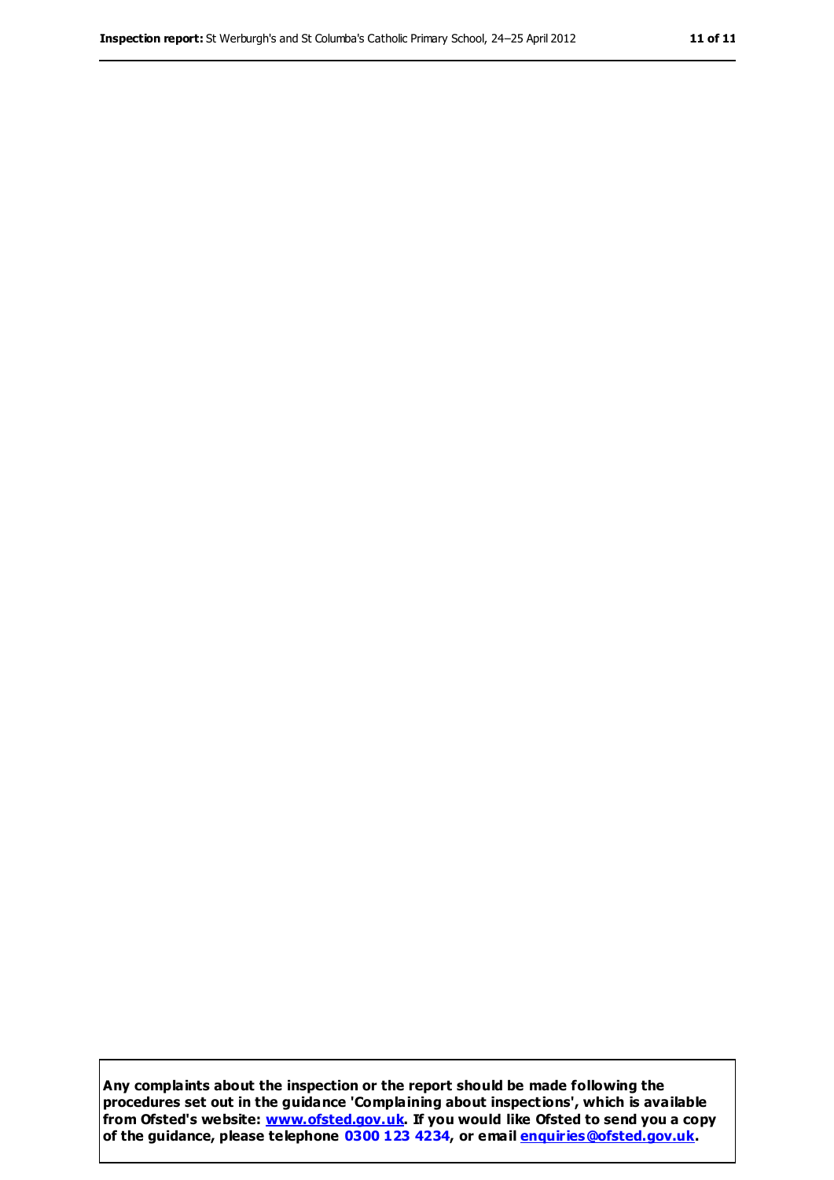**Any complaints about the inspection or the report should be made following the procedures set out in the guidance 'Complaining about inspections', which is available from Ofsted's website: www.ofsted.gov.uk. If you would like Ofsted to send you a copy of the guidance, please telephone 0300 123 4234, or email enquiries@ofsted.gov.uk.**